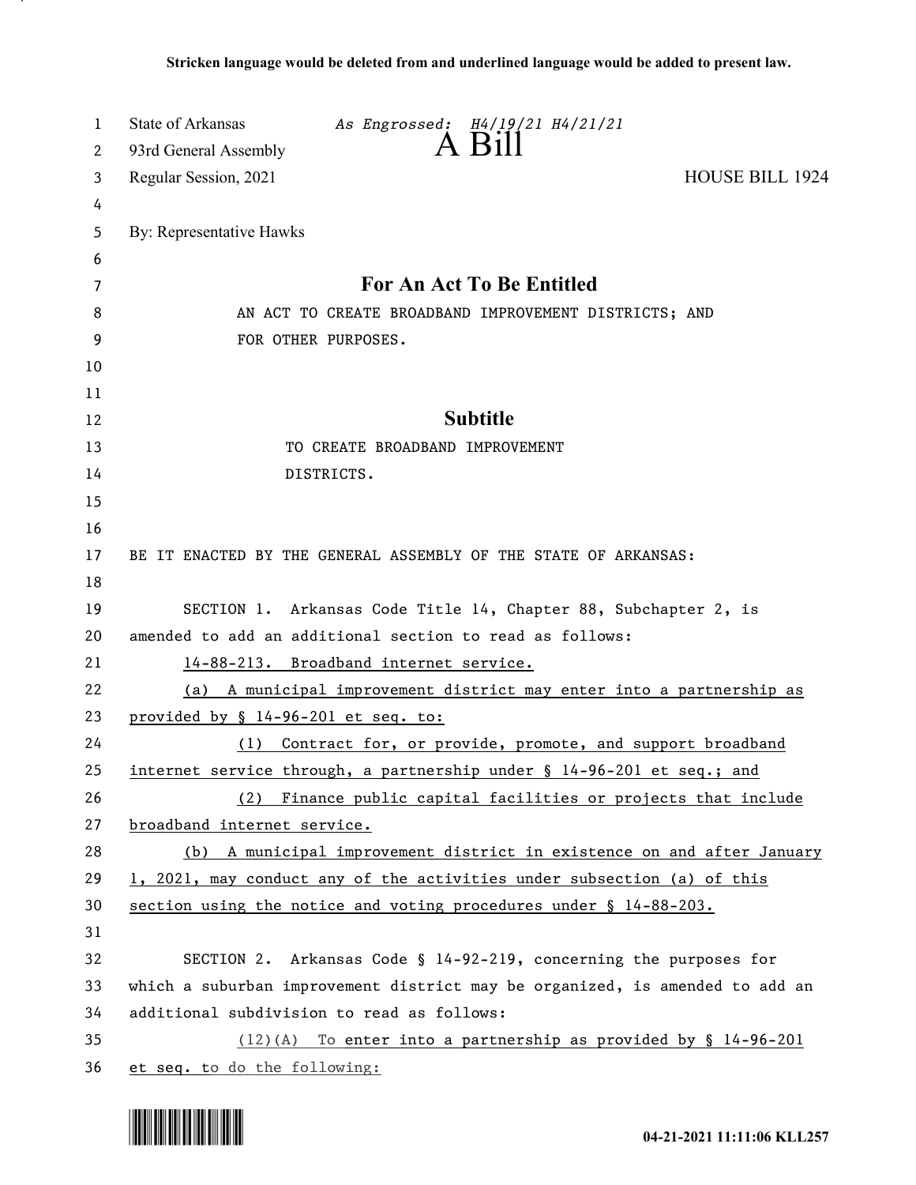**Stricken language would be deleted from and underlined language would be added to present law.**

State of Arkansas *As Engrossed: H4/19/21 H4/21/21*
93rd General Assembly
Regular Session, 2021

# A Bill

HOUSE BILL 1924

By: Representative Hawks

## For An Act To Be Entitled

AN ACT TO CREATE BROADBAND IMPROVEMENT DISTRICTS; AND FOR OTHER PURPOSES.

## Subtitle

TO CREATE BROADBAND IMPROVEMENT DISTRICTS.

BE IT ENACTED BY THE GENERAL ASSEMBLY OF THE STATE OF ARKANSAS:

SECTION 1. Arkansas Code Title 14, Chapter 88, Subchapter 2, is amended to add an additional section to read as follows:

<u>14-88-213. Broadband internet service.</u>

<u>(a) A municipal improvement district may enter into a partnership as provided by § 14-96-201 et seq. to:</u>

<u>(1) Contract for, or provide, promote, and support broadband internet service through, a partnership under § 14-96-201 et seq.; and</u>

<u>(2) Finance public capital facilities or projects that include broadband internet service.</u>

<u>(b) A municipal improvement district in existence on and after January 1, 2021, may conduct any of the activities under subsection (a) of this section using the notice and voting procedures under § 14-88-203.</u>

SECTION 2. Arkansas Code § 14-92-219, concerning the purposes for which a suburban improvement district may be organized, is amended to add an additional subdivision to read as follows:

<u>(12)(A) To enter into a partnership as provided by § 14-96-201 et seq. to do the following:</u>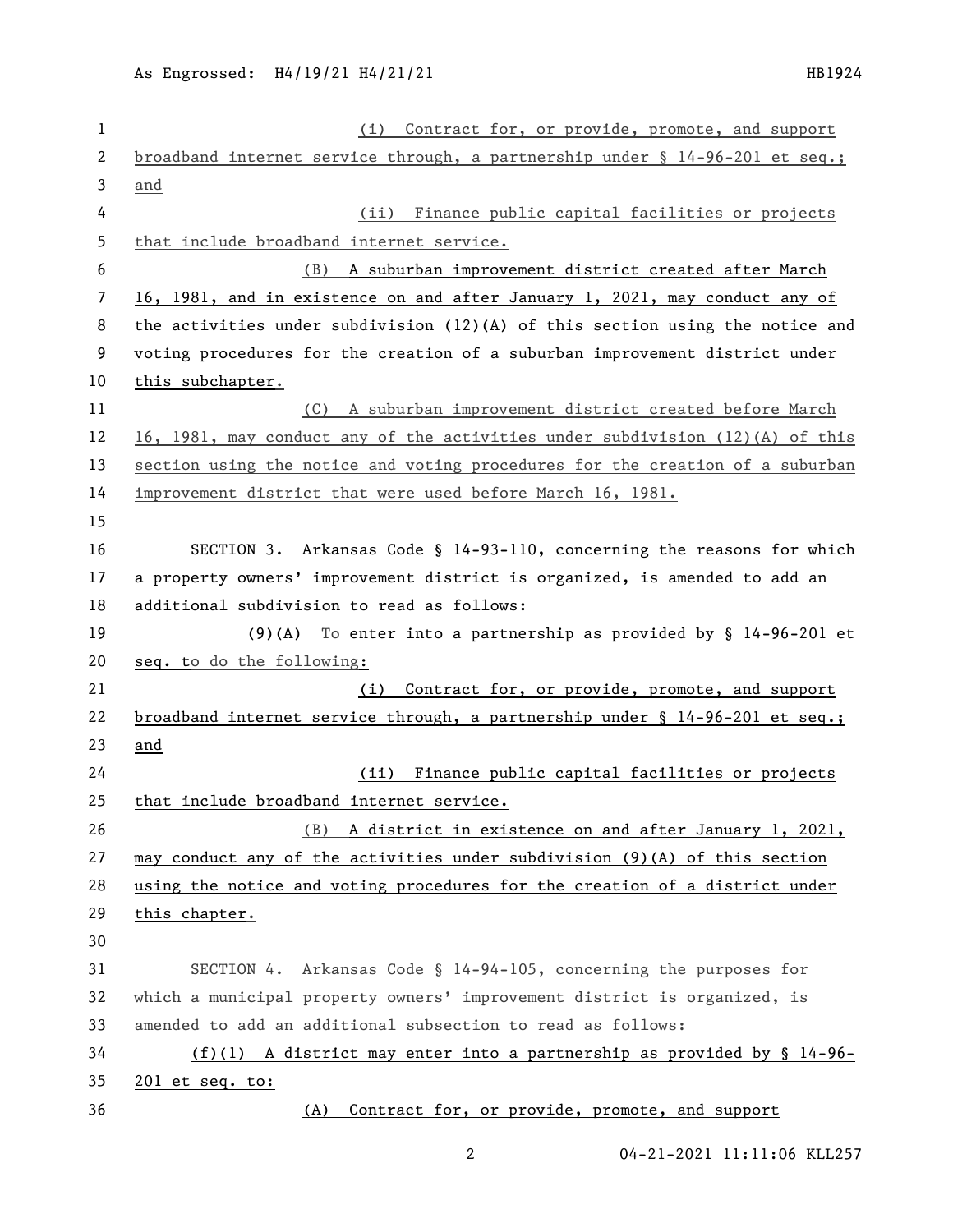(i) Contract for, or provide, promote, and support broadband internet service through, a partnership under § 14-96-201 et seq.; and

(ii) Finance public capital facilities or projects that include broadband internet service.

(B) A suburban improvement district created after March 16, 1981, and in existence on and after January 1, 2021, may conduct any of the activities under subdivision (12)(A) of this section using the notice and voting procedures for the creation of a suburban improvement district under this subchapter.

(C) A suburban improvement district created before March 16, 1981, may conduct any of the activities under subdivision (12)(A) of this section using the notice and voting procedures for the creation of a suburban improvement district that were used before March 16, 1981.

SECTION 3. Arkansas Code § 14-93-110, concerning the reasons for which a property owners' improvement district is organized, is amended to add an additional subdivision to read as follows:

(9)(A) To enter into a partnership as provided by § 14-96-201 et seq. to do the following:

(i) Contract for, or provide, promote, and support broadband internet service through, a partnership under § 14-96-201 et seq.; and

(ii) Finance public capital facilities or projects that include broadband internet service.

(B) A district in existence on and after January 1, 2021, may conduct any of the activities under subdivision (9)(A) of this section using the notice and voting procedures for the creation of a district under this chapter.

SECTION 4. Arkansas Code § 14-94-105, concerning the purposes for which a municipal property owners' improvement district is organized, is amended to add an additional subsection to read as follows:

(f)(1) A district may enter into a partnership as provided by § 14-96-201 et seq. to:

(A) Contract for, or provide, promote, and support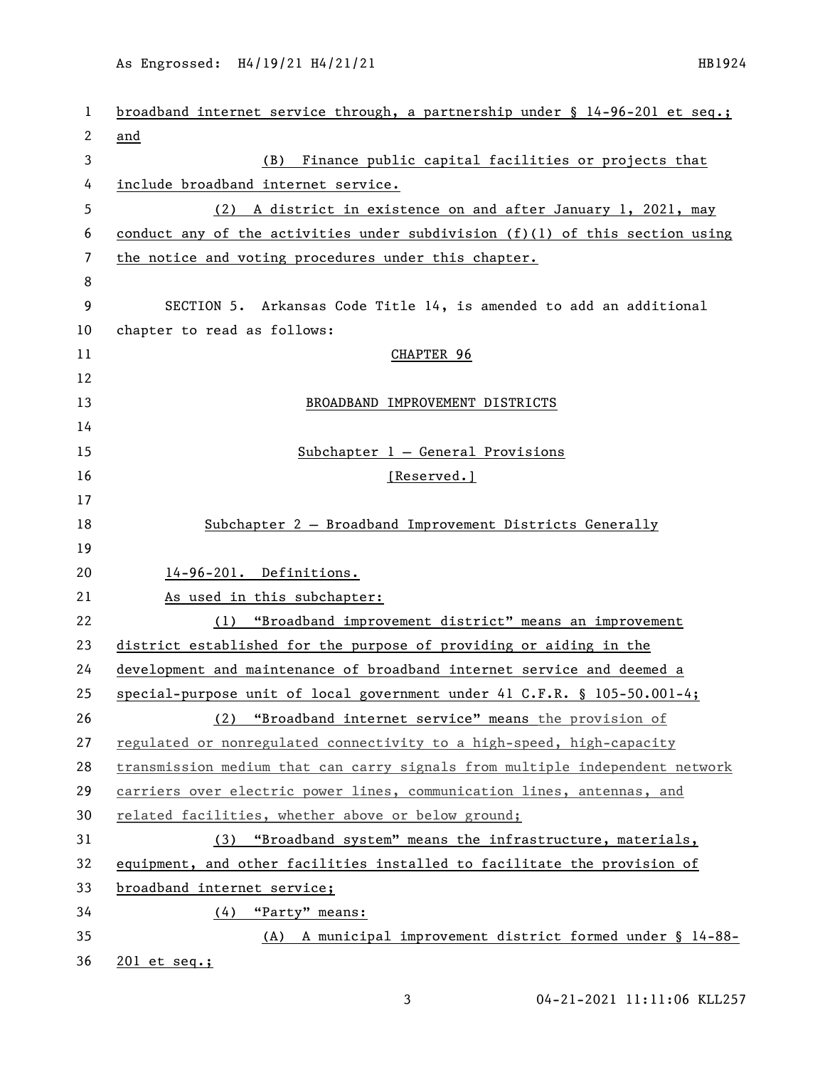broadband internet service through, a partnership under § 14-96-201 et seq.; and

(B) Finance public capital facilities or projects that include broadband internet service.

(2) A district in existence on and after January 1, 2021, may conduct any of the activities under subdivision (f)(1) of this section using the notice and voting procedures under this chapter.

SECTION 5. Arkansas Code Title 14, is amended to add an additional chapter to read as follows:

## CHAPTER 96

## BROADBAND IMPROVEMENT DISTRICTS

### Subchapter 1 — General Provisions

[Reserved.]

### Subchapter 2 — Broadband Improvement Districts Generally

14-96-201. Definitions.

As used in this subchapter:

(1) "Broadband improvement district" means an improvement district established for the purpose of providing or aiding in the development and maintenance of broadband internet service and deemed a special-purpose unit of local government under 41 C.F.R. § 105-50.001-4;

(2) "Broadband internet service" means the provision of regulated or nonregulated connectivity to a high-speed, high-capacity transmission medium that can carry signals from multiple independent network carriers over electric power lines, communication lines, antennas, and related facilities, whether above or below ground;

(3) "Broadband system" means the infrastructure, materials, equipment, and other facilities installed to facilitate the provision of broadband internet service;

(4) "Party" means:

(A) A municipal improvement district formed under § 14-88-201 et seq.;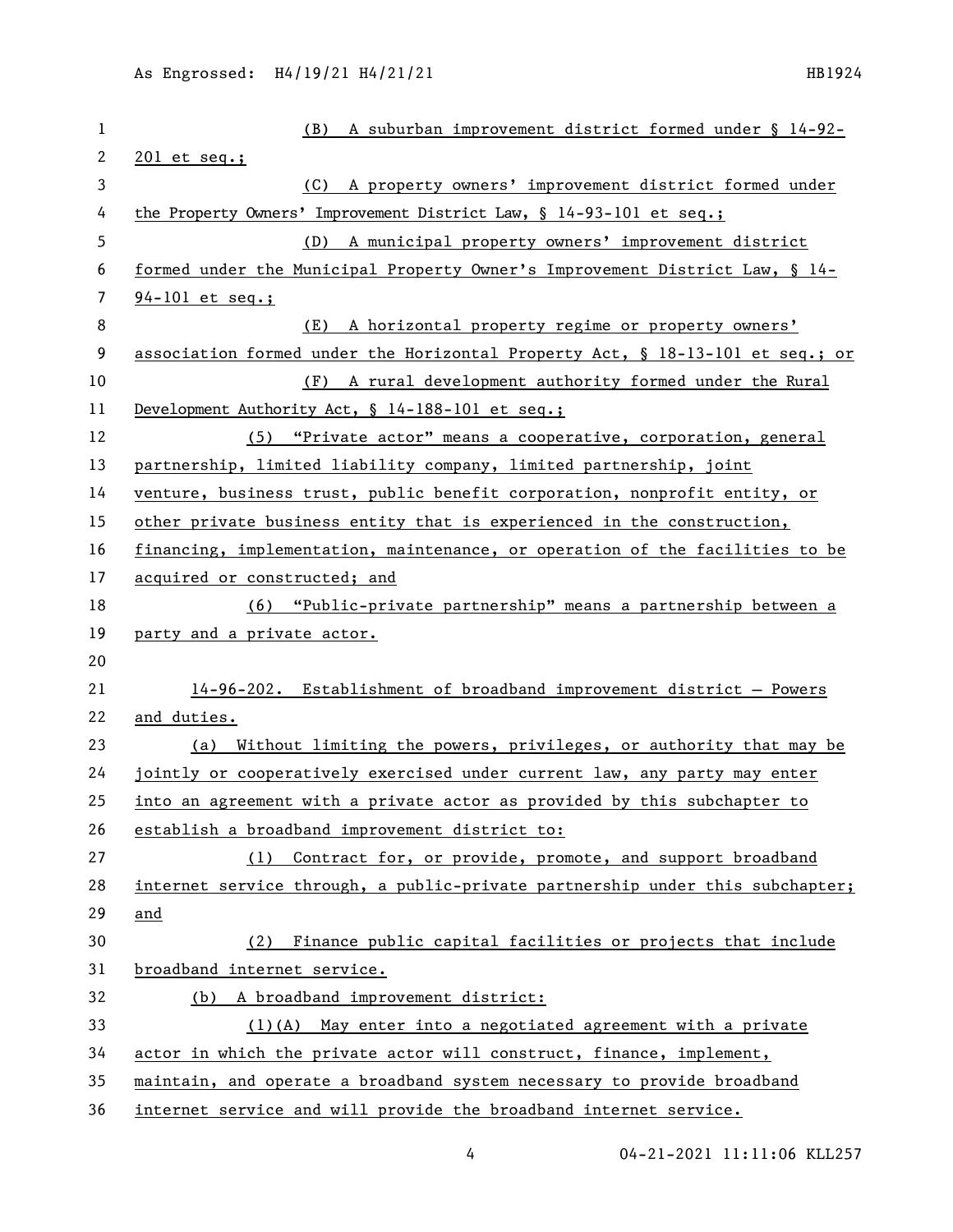(B) A suburban improvement district formed under § 14-92-201 et seq.;

(C) A property owners' improvement district formed under the Property Owners' Improvement District Law, § 14-93-101 et seq.;

(D) A municipal property owners' improvement district formed under the Municipal Property Owner's Improvement District Law, § 14-94-101 et seq.;

(E) A horizontal property regime or property owners' association formed under the Horizontal Property Act, § 18-13-101 et seq.; or

(F) A rural development authority formed under the Rural Development Authority Act, § 14-188-101 et seq.;

(5) "Private actor" means a cooperative, corporation, general partnership, limited liability company, limited partnership, joint venture, business trust, public benefit corporation, nonprofit entity, or other private business entity that is experienced in the construction, financing, implementation, maintenance, or operation of the facilities to be acquired or constructed; and

(6) "Public-private partnership" means a partnership between a party and a private actor.

14-96-202. Establishment of broadband improvement district — Powers and duties.

(a) Without limiting the powers, privileges, or authority that may be jointly or cooperatively exercised under current law, any party may enter into an agreement with a private actor as provided by this subchapter to establish a broadband improvement district to:

(1) Contract for, or provide, promote, and support broadband internet service through, a public-private partnership under this subchapter; and

(2) Finance public capital facilities or projects that include broadband internet service.

(b) A broadband improvement district:

(1)(A) May enter into a negotiated agreement with a private actor in which the private actor will construct, finance, implement, maintain, and operate a broadband system necessary to provide broadband internet service and will provide the broadband internet service.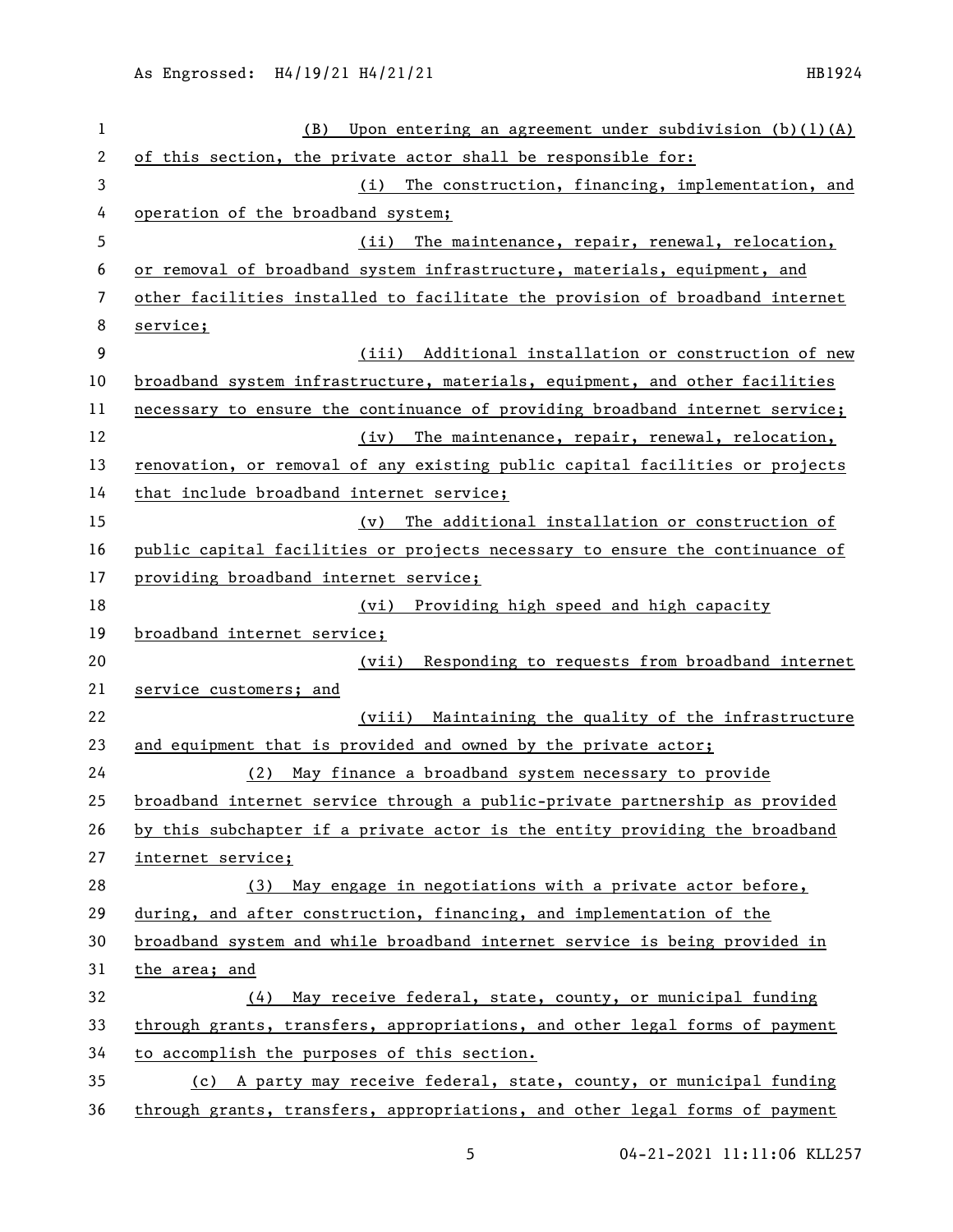(B) Upon entering an agreement under subdivision (b)(1)(A) of this section, the private actor shall be responsible for:

(i) The construction, financing, implementation, and operation of the broadband system;

(ii) The maintenance, repair, renewal, relocation, or removal of broadband system infrastructure, materials, equipment, and other facilities installed to facilitate the provision of broadband internet service;

(iii) Additional installation or construction of new broadband system infrastructure, materials, equipment, and other facilities necessary to ensure the continuance of providing broadband internet service;

(iv) The maintenance, repair, renewal, relocation, renovation, or removal of any existing public capital facilities or projects that include broadband internet service;

(v) The additional installation or construction of public capital facilities or projects necessary to ensure the continuance of providing broadband internet service;

(vi) Providing high speed and high capacity broadband internet service;

(vii) Responding to requests from broadband internet service customers; and

(viii) Maintaining the quality of the infrastructure and equipment that is provided and owned by the private actor;

(2) May finance a broadband system necessary to provide broadband internet service through a public-private partnership as provided by this subchapter if a private actor is the entity providing the broadband internet service;

(3) May engage in negotiations with a private actor before, during, and after construction, financing, and implementation of the broadband system and while broadband internet service is being provided in the area; and

(4) May receive federal, state, county, or municipal funding through grants, transfers, appropriations, and other legal forms of payment to accomplish the purposes of this section.

(c) A party may receive federal, state, county, or municipal funding through grants, transfers, appropriations, and other legal forms of payment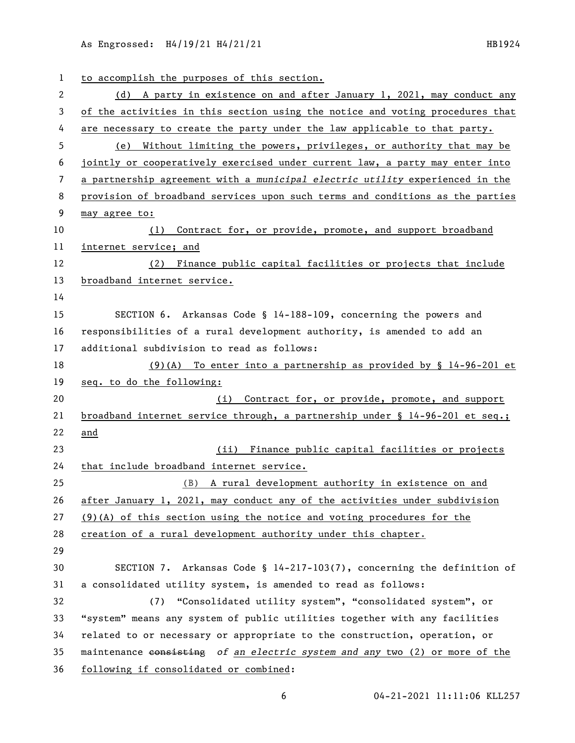to accomplish the purposes of this section.

(d) A party in existence on and after January 1, 2021, may conduct any of the activities in this section using the notice and voting procedures that are necessary to create the party under the law applicable to that party.

(e) Without limiting the powers, privileges, or authority that may be jointly or cooperatively exercised under current law, a party may enter into a partnership agreement with a *municipal electric utility* experienced in the provision of broadband services upon such terms and conditions as the parties may agree to:

(1) Contract for, or provide, promote, and support broadband internet service; and

(2) Finance public capital facilities or projects that include broadband internet service.

SECTION 6. Arkansas Code § 14-188-109, concerning the powers and responsibilities of a rural development authority, is amended to add an additional subdivision to read as follows:

(9)(A) To enter into a partnership as provided by § 14-96-201 et seq. to do the following:

(i) Contract for, or provide, promote, and support broadband internet service through, a partnership under § 14-96-201 et seq.; and

(ii) Finance public capital facilities or projects that include broadband internet service.

(B) A rural development authority in existence on and after January 1, 2021, may conduct any of the activities under subdivision (9)(A) of this section using the notice and voting procedures for the creation of a rural development authority under this chapter.

SECTION 7. Arkansas Code § 14-217-103(7), concerning the definition of a consolidated utility system, is amended to read as follows:

(7) "Consolidated utility system", "consolidated system", or "system" means any system of public utilities together with any facilities related to or necessary or appropriate to the construction, operation, or maintenance ~~consisting~~ *of an electric system and any* two (2) or more of the following if consolidated or combined: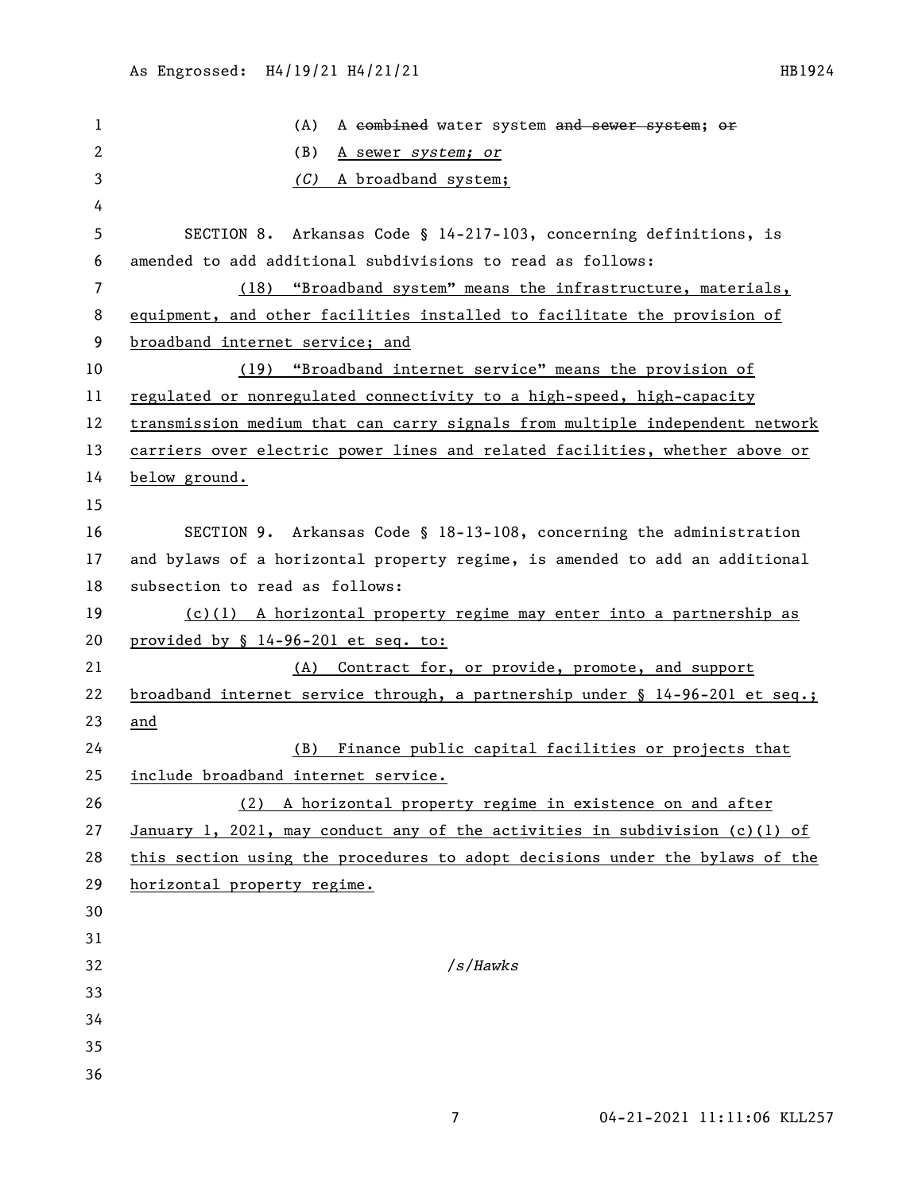(A) A ~~combined~~ water system ~~and sewer system; or~~

(B) A sewer *system; or*

*(C)* A broadband system;

SECTION 8. Arkansas Code § 14-217-103, concerning definitions, is amended to add additional subdivisions to read as follows:

(18) "Broadband system" means the infrastructure, materials, equipment, and other facilities installed to facilitate the provision of broadband internet service; and

(19) "Broadband internet service" means the provision of regulated or nonregulated connectivity to a high-speed, high-capacity transmission medium that can carry signals from multiple independent network carriers over electric power lines and related facilities, whether above or below ground.

SECTION 9. Arkansas Code § 18-13-108, concerning the administration and bylaws of a horizontal property regime, is amended to add an additional subsection to read as follows:

(c)(1) A horizontal property regime may enter into a partnership as provided by § 14-96-201 et seq. to:

(A) Contract for, or provide, promote, and support broadband internet service through, a partnership under § 14-96-201 et seq.; and

(B) Finance public capital facilities or projects that include broadband internet service.

(2) A horizontal property regime in existence on and after January 1, 2021, may conduct any of the activities in subdivision (c)(1) of this section using the procedures to adopt decisions under the bylaws of the horizontal property regime.

*/s/Hawks*